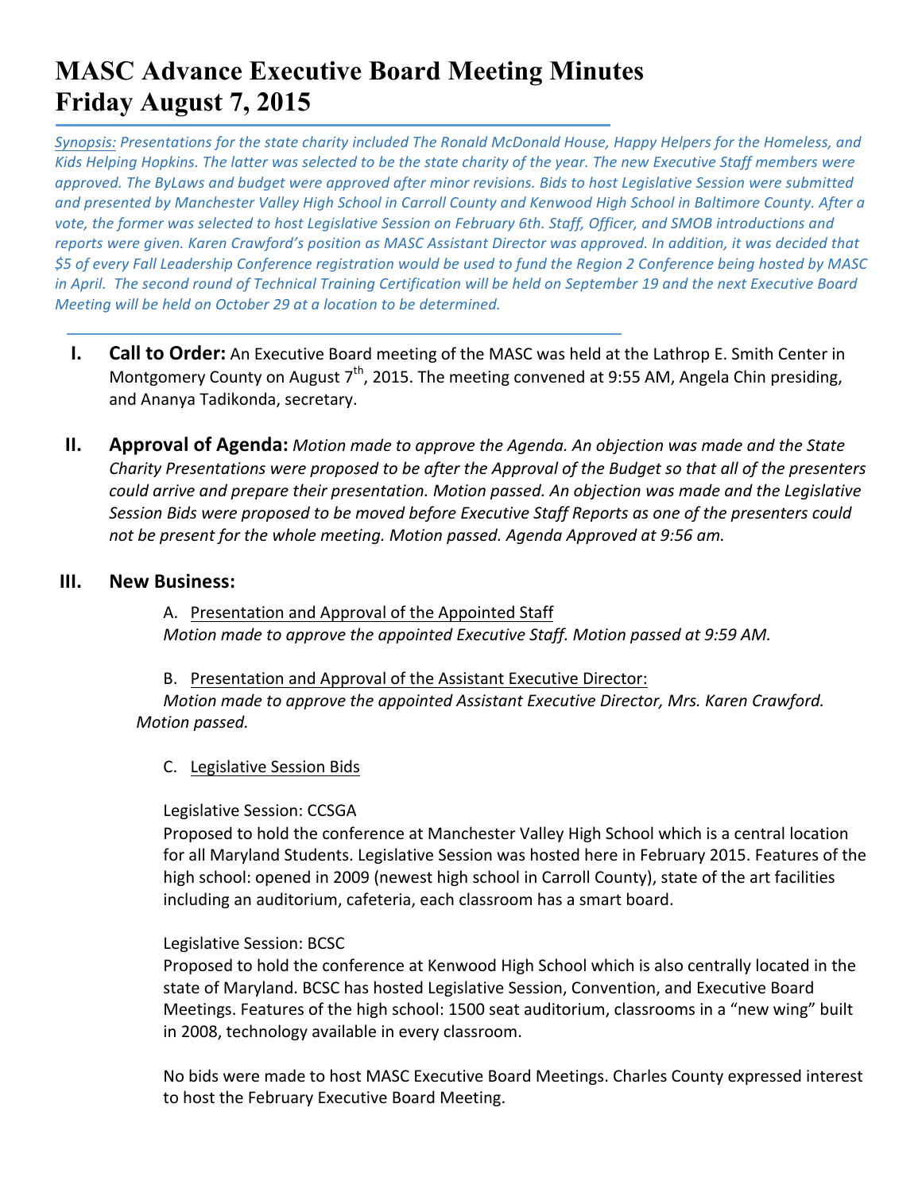# MASC Advance Executive Board Meeting Minutes
# Friday August 7, 2015

*<u>Synopsis:</u> Presentations for the state charity included The Ronald McDonald House, Happy Helpers for the Homeless, and Kids Helping Hopkins. The latter was selected to be the state charity of the year. The new Executive Staff members were approved. The ByLaws and budget were approved after minor revisions. Bids to host Legislative Session were submitted and presented by Manchester Valley High School in Carroll County and Kenwood High School in Baltimore County. After a vote, the former was selected to host Legislative Session on February 6th. Staff, Officer, and SMOB introductions and reports were given. Karen Crawford's position as MASC Assistant Director was approved. In addition, it was decided that $5 of every Fall Leadership Conference registration would be used to fund the Region 2 Conference being hosted by MASC in April. The second round of Technical Training Certification will be held on September 19 and the next Executive Board Meeting will be held on October 29 at a location to be determined.*

**I. Call to Order:** An Executive Board meeting of the MASC was held at the Lathrop E. Smith Center in Montgomery County on August 7th, 2015. The meeting convened at 9:55 AM, Angela Chin presiding, and Ananya Tadikonda, secretary.

**II. Approval of Agenda:** *Motion made to approve the Agenda. An objection was made and the State Charity Presentations were proposed to be after the Approval of the Budget so that all of the presenters could arrive and prepare their presentation. Motion passed. An objection was made and the Legislative Session Bids were proposed to be moved before Executive Staff Reports as one of the presenters could not be present for the whole meeting. Motion passed. Agenda Approved at 9:56 am.*

**III. New Business:**

A. <u>Presentation and Approval of the Appointed Staff</u>

*Motion made to approve the appointed Executive Staff. Motion passed at 9:59 AM.*

B. <u>Presentation and Approval of the Assistant Executive Director:</u>

*Motion made to approve the appointed Assistant Executive Director, Mrs. Karen Crawford. Motion passed.*

C. <u>Legislative Session Bids</u>

Legislative Session: CCSGA

Proposed to hold the conference at Manchester Valley High School which is a central location for all Maryland Students. Legislative Session was hosted here in February 2015. Features of the high school: opened in 2009 (newest high school in Carroll County), state of the art facilities including an auditorium, cafeteria, each classroom has a smart board.

Legislative Session: BCSC

Proposed to hold the conference at Kenwood High School which is also centrally located in the state of Maryland. BCSC has hosted Legislative Session, Convention, and Executive Board Meetings. Features of the high school: 1500 seat auditorium, classrooms in a "new wing" built in 2008, technology available in every classroom.

No bids were made to host MASC Executive Board Meetings. Charles County expressed interest to host the February Executive Board Meeting.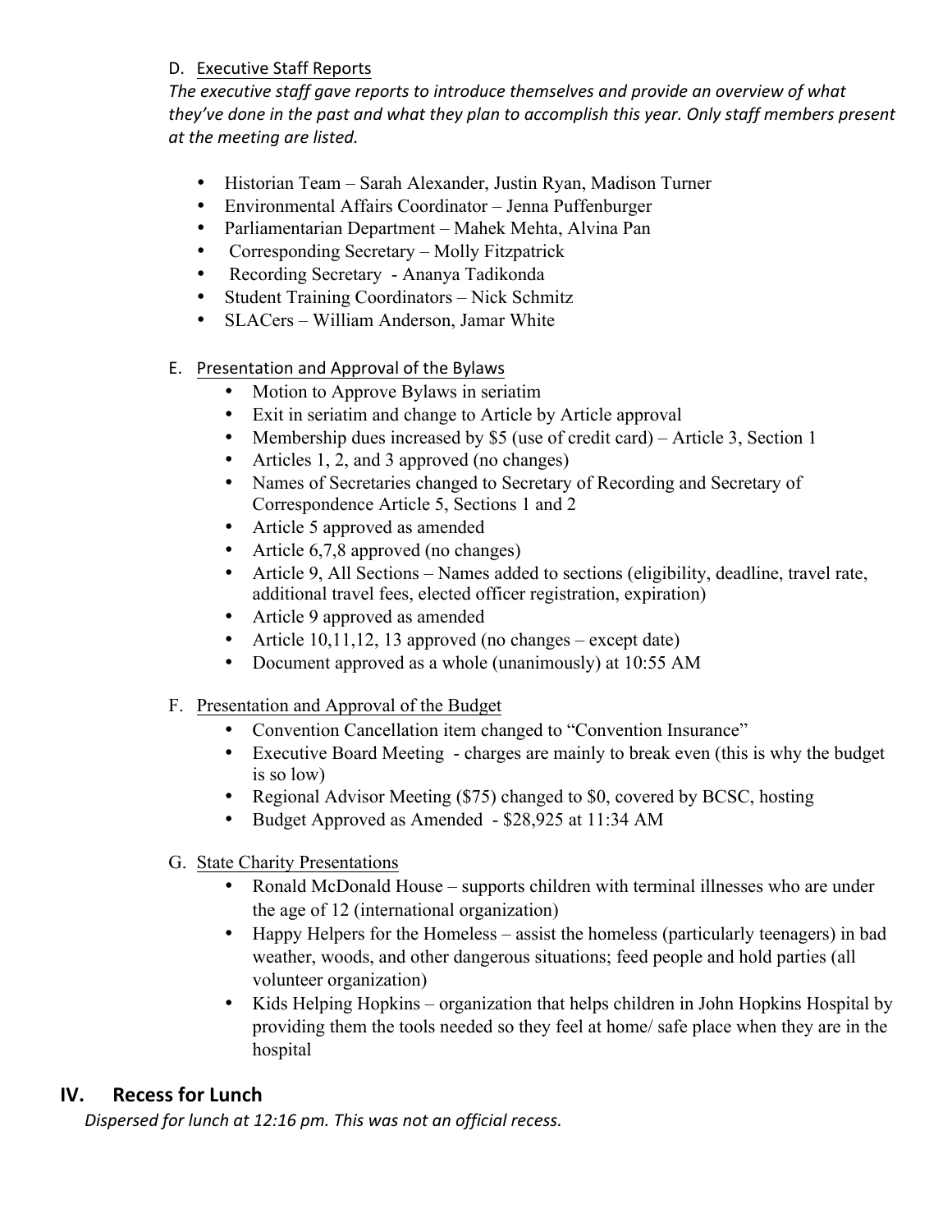D. <u>Executive Staff Reports</u>

*The executive staff gave reports to introduce themselves and provide an overview of what they've done in the past and what they plan to accomplish this year. Only staff members present at the meeting are listed.*

- Historian Team – Sarah Alexander, Justin Ryan, Madison Turner
- Environmental Affairs Coordinator – Jenna Puffenburger
- Parliamentarian Department – Mahek Mehta, Alvina Pan
- Corresponding Secretary – Molly Fitzpatrick
- Recording Secretary - Ananya Tadikonda
- Student Training Coordinators – Nick Schmitz
- SLACers – William Anderson, Jamar White

E. <u>Presentation and Approval of the Bylaws</u>

- Motion to Approve Bylaws in seriatim
- Exit in seriatim and change to Article by Article approval
- Membership dues increased by $5 (use of credit card) – Article 3, Section 1
- Articles 1, 2, and 3 approved (no changes)
- Names of Secretaries changed to Secretary of Recording and Secretary of Correspondence Article 5, Sections 1 and 2
- Article 5 approved as amended
- Article 6,7,8 approved (no changes)
- Article 9, All Sections – Names added to sections (eligibility, deadline, travel rate, additional travel fees, elected officer registration, expiration)
- Article 9 approved as amended
- Article 10,11,12, 13 approved (no changes – except date)
- Document approved as a whole (unanimously) at 10:55 AM

F. <u>Presentation and Approval of the Budget</u>

- Convention Cancellation item changed to "Convention Insurance"
- Executive Board Meeting - charges are mainly to break even (this is why the budget is so low)
- Regional Advisor Meeting ($75) changed to $0, covered by BCSC, hosting
- Budget Approved as Amended - $28,925 at 11:34 AM

G. <u>State Charity Presentations</u>

- Ronald McDonald House – supports children with terminal illnesses who are under the age of 12 (international organization)
- Happy Helpers for the Homeless – assist the homeless (particularly teenagers) in bad weather, woods, and other dangerous situations; feed people and hold parties (all volunteer organization)
- Kids Helping Hopkins – organization that helps children in John Hopkins Hospital by providing them the tools needed so they feel at home/ safe place when they are in the hospital

## IV. Recess for Lunch

*Dispersed for lunch at 12:16 pm. This was not an official recess.*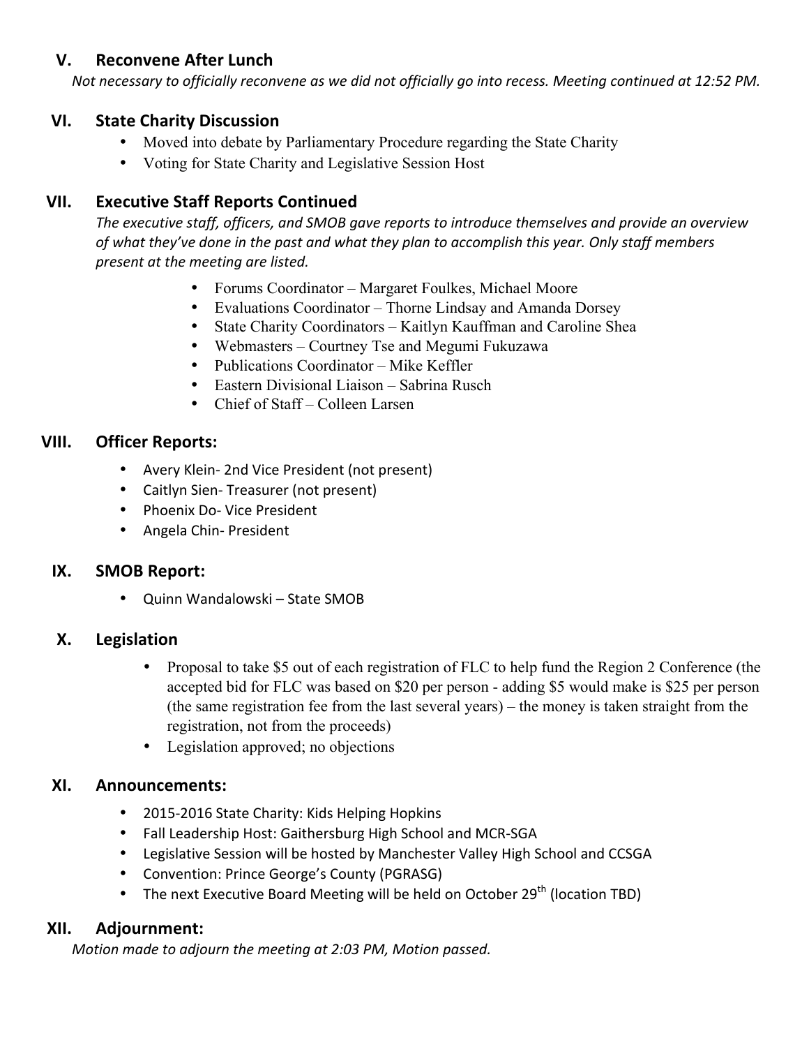## V. Reconvene After Lunch

*Not necessary to officially reconvene as we did not officially go into recess. Meeting continued at 12:52 PM.*

## VI. State Charity Discussion

- Moved into debate by Parliamentary Procedure regarding the State Charity
- Voting for State Charity and Legislative Session Host

## VII. Executive Staff Reports Continued

*The executive staff, officers, and SMOB gave reports to introduce themselves and provide an overview of what they've done in the past and what they plan to accomplish this year. Only staff members present at the meeting are listed.*

- Forums Coordinator – Margaret Foulkes, Michael Moore
- Evaluations Coordinator – Thorne Lindsay and Amanda Dorsey
- State Charity Coordinators – Kaitlyn Kauffman and Caroline Shea
- Webmasters – Courtney Tse and Megumi Fukuzawa
- Publications Coordinator – Mike Keffler
- Eastern Divisional Liaison – Sabrina Rusch
- Chief of Staff – Colleen Larsen

## VIII. Officer Reports:

- Avery Klein- 2nd Vice President (not present)
- Caitlyn Sien- Treasurer (not present)
- Phoenix Do- Vice President
- Angela Chin- President

## IX. SMOB Report:

- Quinn Wandalowski – State SMOB

## X. Legislation

- Proposal to take $5 out of each registration of FLC to help fund the Region 2 Conference (the accepted bid for FLC was based on $20 per person - adding $5 would make is $25 per person (the same registration fee from the last several years) – the money is taken straight from the registration, not from the proceeds)
- Legislation approved; no objections

## XI. Announcements:

- 2015-2016 State Charity: Kids Helping Hopkins
- Fall Leadership Host: Gaithersburg High School and MCR-SGA
- Legislative Session will be hosted by Manchester Valley High School and CCSGA
- Convention: Prince George's County (PGRASG)
- The next Executive Board Meeting will be held on October 29th (location TBD)

## XII. Adjournment:

*Motion made to adjourn the meeting at 2:03 PM, Motion passed.*